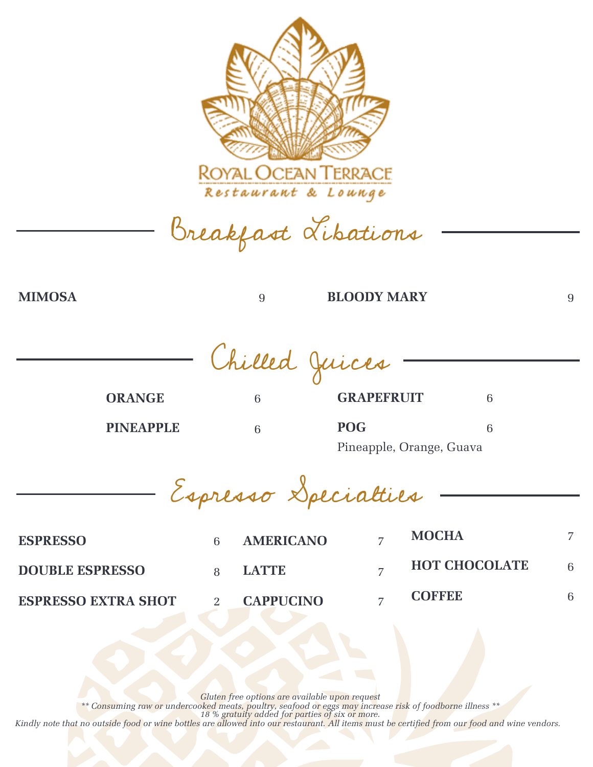# ROYAL OCEAN TERRACE

Restaurant & Lounge

## Breakfast Libations

**MIMOSA** 9

**BLOODY MARY** 9

## Chilled Juices

**ORANGE** 6

**PINEAPPLE** 6

**GRAPEFRUIT** 6

**POG** 6
Pineapple, Orange, Guava

## Espresso Specialties

**ESPRESSO** 6

**DOUBLE ESPRESSO** 8

**ESPRESSO EXTRA SHOT** 2

**AMERICANO** 7

**LATTE** 7

**CAPPUCINO** 7

**MOCHA** 7

**HOT CHOCOLATE** 6

**COFFEE** 6

*Gluten free options are available upon request*
*** Consuming raw or undercooked meats, poultry, seafood or eggs may increase risk of foodborne illness ***
*18 % gratuity added for parties of six or more.*
*Kindly note that no outside food or wine bottles are allowed into our restaurant. All items must be certified from our food and wine vendors.*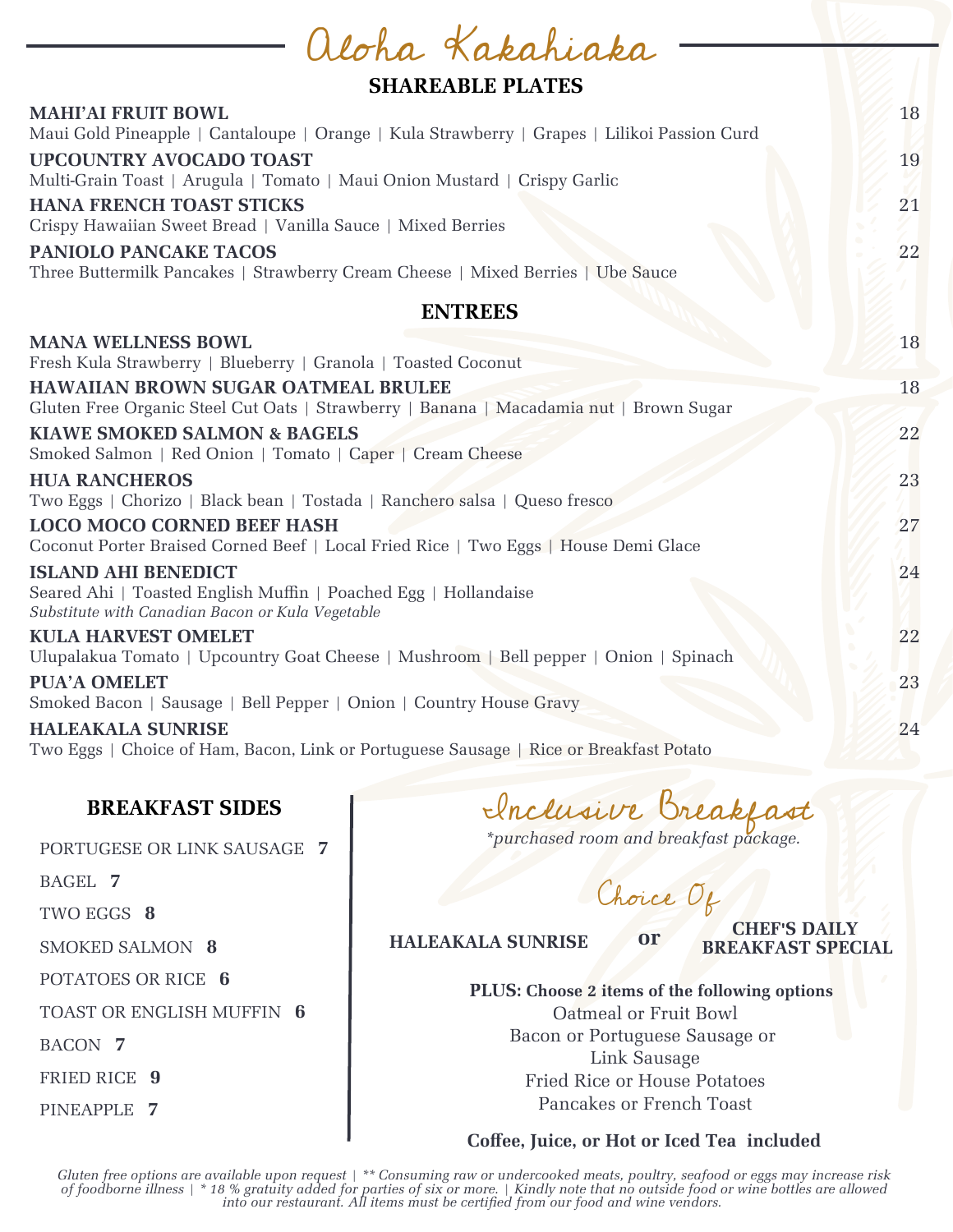# Aloha Kakahiaka

## SHAREABLE PLATES

**MAHI'AI FRUIT BOWL** 18
Maui Gold Pineapple | Cantaloupe | Orange | Kula Strawberry | Grapes | Lilikoi Passion Curd

**UPCOUNTRY AVOCADO TOAST** 19
Multi-Grain Toast | Arugula | Tomato | Maui Onion Mustard | Crispy Garlic

**HANA FRENCH TOAST STICKS** 21
Crispy Hawaiian Sweet Bread | Vanilla Sauce | Mixed Berries

**PANIOLO PANCAKE TACOS** 22
Three Buttermilk Pancakes | Strawberry Cream Cheese | Mixed Berries | Ube Sauce

## ENTREES

**MANA WELLNESS BOWL** 18
Fresh Kula Strawberry | Blueberry | Granola | Toasted Coconut

**HAWAIIAN BROWN SUGAR OATMEAL BRULEE** 18
Gluten Free Organic Steel Cut Oats | Strawberry | Banana | Macadamia nut | Brown Sugar

**KIAWE SMOKED SALMON & BAGELS** 22
Smoked Salmon | Red Onion | Tomato | Caper | Cream Cheese

**HUA RANCHEROS** 23
Two Eggs | Chorizo | Black bean | Tostada | Ranchero salsa | Queso fresco

**LOCO MOCO CORNED BEEF HASH** 27
Coconut Porter Braised Corned Beef | Local Fried Rice | Two Eggs | House Demi Glace

**ISLAND AHI BENEDICT** 24
Seared Ahi | Toasted English Muffin | Poached Egg | Hollandaise
*Substitute with Canadian Bacon or Kula Vegetable*

**KULA HARVEST OMELET** 22
Ulupalakua Tomato | Upcountry Goat Cheese | Mushroom | Bell pepper | Onion | Spinach

**PUA'A OMELET** 23
Smoked Bacon | Sausage | Bell Pepper | Onion | Country House Gravy

**HALEAKALA SUNRISE** 24
Two Eggs | Choice of Ham, Bacon, Link or Portuguese Sausage | Rice or Breakfast Potato

## BREAKFAST SIDES

PORTUGESE OR LINK SAUSAGE **7**

BAGEL **7**

TWO EGGS **8**

SMOKED SALMON **8**

POTATOES OR RICE **6**

TOAST OR ENGLISH MUFFIN **6**

BACON **7**

FRIED RICE **9**

PINEAPPLE **7**

## Inclusive Breakfast

*\*purchased room and breakfast package.*

### Choice Of

**HALEAKALA SUNRISE** or **CHEF'S DAILY BREAKFAST SPECIAL**

**PLUS: Choose 2 items of the following options**

Oatmeal or Fruit Bowl
Bacon or Portuguese Sausage or Link Sausage
Fried Rice or House Potatoes
Pancakes or French Toast

**Coffee, Juice, or Hot or Iced Tea included**

*Gluten free options are available upon request | ** Consuming raw or undercooked meats, poultry, seafood or eggs may increase risk of foodborne illness | * 18 % gratuity added for parties of six or more. | Kindly note that no outside food or wine bottles are allowed into our restaurant. All items must be certified from our food and wine vendors.*